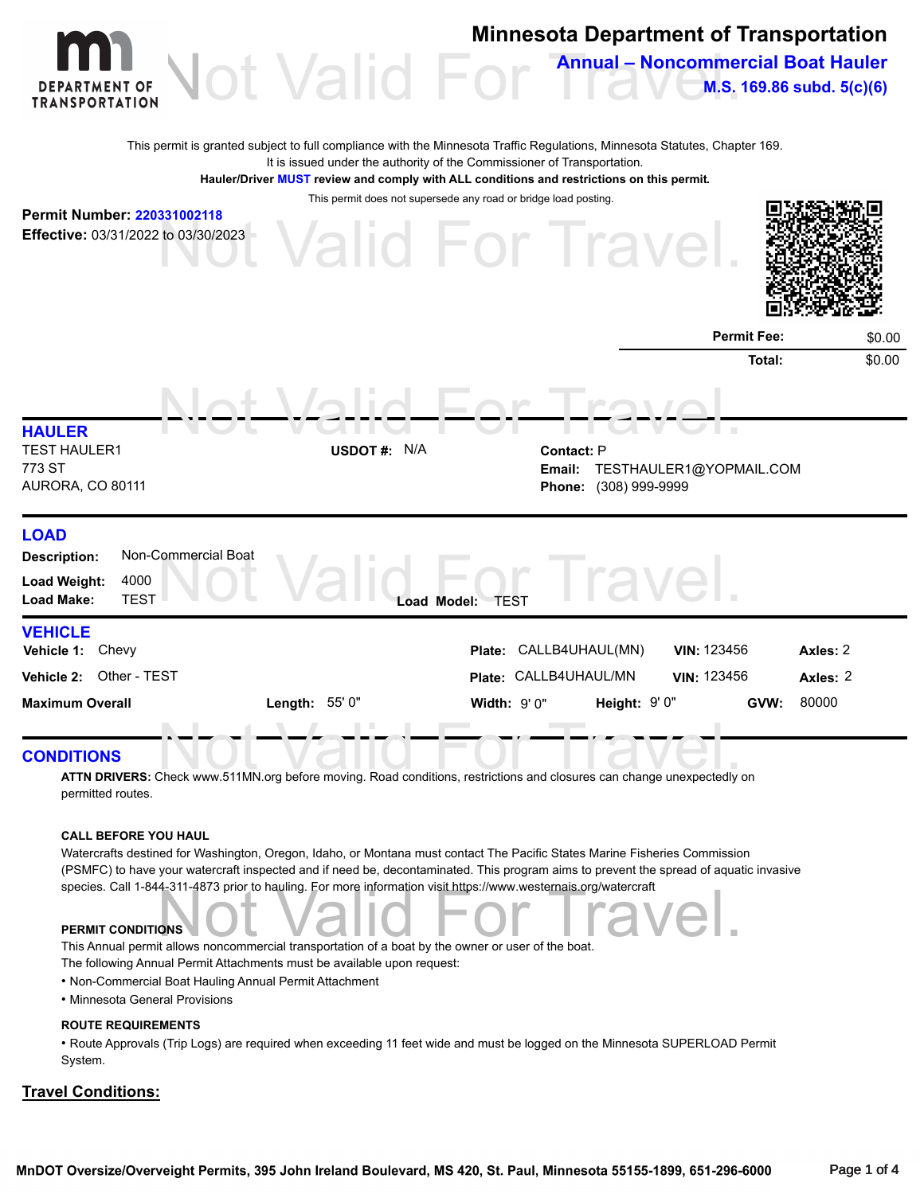# Minnesota Department of Transportation

## Annual – Noncommercial Boat Hauler

**M.S. 169.86 subd. 5(c)(6)**

This permit is granted subject to full compliance with the Minnesota Traffic Regulations, Minnesota Statutes, Chapter 169.
It is issued under the authority of the Commissioner of Transportation.
**Hauler/Driver MUST review and comply with ALL conditions and restrictions on this permit.**
This permit does not supersede any road or bridge load posting.

**Permit Number:** 220331002118
**Effective:** 03/31/2022 to 03/30/2023

| | |
|---|---|
| **Permit Fee:** | $0.00 |
| **Total:** | $0.00 |

## HAULER

TEST HAULER1
773 ST
AURORA, CO 80111

**USDOT #:** N/A

**Contact:** P
**Email:** TESTHAULER1@YOPMAIL.COM
**Phone:** (308) 999-9999

## LOAD

**Description:** Non-Commercial Boat
**Load Weight:** 4000
**Load Make:** TEST
**Load Model:** TEST

## VEHICLE

| | | | | |
|---|---|---|---|---|
| **Vehicle 1:** Chevy | **Plate:** CALLB4UHAUL(MN) | **VIN:** 123456 | | **Axles:** 2 |
| **Vehicle 2:** Other - TEST | **Plate:** CALLB4UHAUL/MN | **VIN:** 123456 | | **Axles:** 2 |
| **Maximum Overall** **Length:** 55' 0" | **Width:** 9' 0" | **Height:** 9' 0" | **GVW:** | 80000 |

## CONDITIONS

**ATTN DRIVERS:** Check www.511MN.org before moving. Road conditions, restrictions and closures can change unexpectedly on permitted routes.

**CALL BEFORE YOU HAUL**
Watercrafts destined for Washington, Oregon, Idaho, or Montana must contact The Pacific States Marine Fisheries Commission (PSMFC) to have your watercraft inspected and if need be, decontaminated. This program aims to prevent the spread of aquatic invasive species. Call 1-844-311-4873 prior to hauling. For more information visit https://www.westernais.org/watercraft

**PERMIT CONDITIONS**
This Annual permit allows noncommercial transportation of a boat by the owner or user of the boat.
The following Annual Permit Attachments must be available upon request:

- Non-Commercial Boat Hauling Annual Permit Attachment
- Minnesota General Provisions

**ROUTE REQUIREMENTS**

- Route Approvals (Trip Logs) are required when exceeding 11 feet wide and must be logged on the Minnesota SUPERLOAD Permit System.

**Travel Conditions:**

MnDOT Oversize/Overweight Permits, 395 John Ireland Boulevard, MS 420, St. Paul, Minnesota 55155-1899, 651-296-6000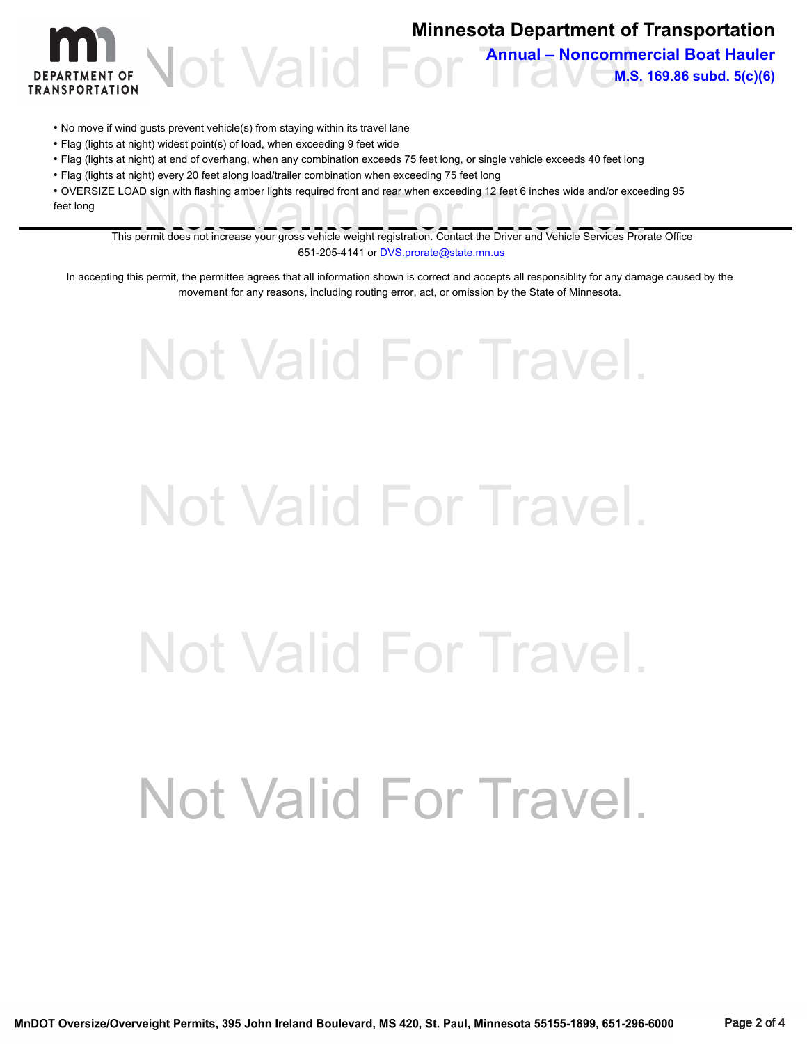# Minnesota Department of Transportation

## Annual – Noncommercial Boat Hauler

### M.S. 169.86 subd. 5(c)(6)

Not Valid For Travel.

- No move if wind gusts prevent vehicle(s) from staying within its travel lane
- Flag (lights at night) widest point(s) of load, when exceeding 9 feet wide
- Flag (lights at night) at end of overhang, when any combination exceeds 75 feet long, or single vehicle exceeds 40 feet long
- Flag (lights at night) every 20 feet along load/trailer combination when exceeding 75 feet long
- OVERSIZE LOAD sign with flashing amber lights required front and rear when exceeding 12 feet 6 inches wide and/or exceeding 95 feet long

---

This permit does not increase your gross vehicle weight registration. Contact the Driver and Vehicle Services Prorate Office 651-205-4141 or DVS.prorate@state.mn.us

In accepting this permit, the permittee agrees that all information shown is correct and accepts all responsiblity for any damage caused by the movement for any reasons, including routing error, act, or omission by the State of Minnesota.

Not Valid For Travel.

Not Valid For Travel.

Not Valid For Travel.

Not Valid For Travel.

MnDOT Oversize/Overveight Permits, 395 John Ireland Boulevard, MS 420, St. Paul, Minnesota 55155-1899, 651-296-6000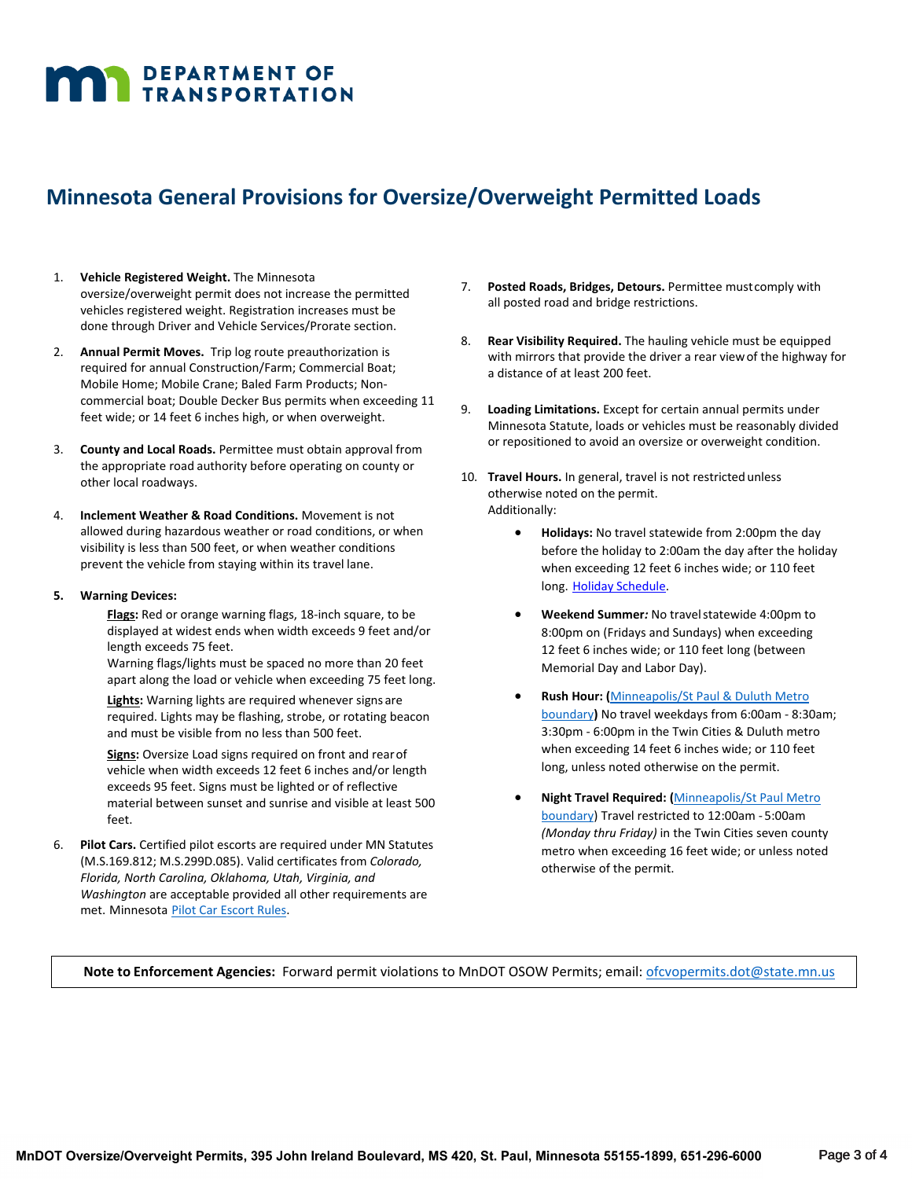**DEPARTMENT OF TRANSPORTATION**

# Minnesota General Provisions for Oversize/Overweight Permitted Loads

1. **Vehicle Registered Weight.** The Minnesota oversize/overweight permit does not increase the permitted vehicles registered weight. Registration increases must be done through Driver and Vehicle Services/Prorate section.

2. **Annual Permit Moves.** Trip log route preauthorization is required for annual Construction/Farm; Commercial Boat; Mobile Home; Mobile Crane; Baled Farm Products; Non-commercial boat; Double Decker Bus permits when exceeding 11 feet wide; or 14 feet 6 inches high, or when overweight.

3. **County and Local Roads.** Permittee must obtain approval from the appropriate road authority before operating on county or other local roadways.

4. **Inclement Weather & Road Conditions.** Movement is not allowed during hazardous weather or road conditions, or when visibility is less than 500 feet, or when weather conditions prevent the vehicle from staying within its travel lane.

5. **Warning Devices:**

   **Flags:** Red or orange warning flags, 18-inch square, to be displayed at widest ends when width exceeds 9 feet and/or length exceeds 75 feet.
   Warning flags/lights must be spaced no more than 20 feet apart along the load or vehicle when exceeding 75 feet long.

   **Lights:** Warning lights are required whenever signs are required. Lights may be flashing, strobe, or rotating beacon and must be visible from no less than 500 feet.

   **Signs:** Oversize Load signs required on front and rear of vehicle when width exceeds 12 feet 6 inches and/or length exceeds 95 feet. Signs must be lighted or of reflective material between sunset and sunrise and visible at least 500 feet.

6. **Pilot Cars.** Certified pilot escorts are required under MN Statutes (M.S.169.812; M.S.299D.085). Valid certificates from *Colorado, Florida, North Carolina, Oklahoma, Utah, Virginia, and Washington* are acceptable provided all other requirements are met. Minnesota Pilot Car Escort Rules.

7. **Posted Roads, Bridges, Detours.** Permittee must comply with all posted road and bridge restrictions.

8. **Rear Visibility Required.** The hauling vehicle must be equipped with mirrors that provide the driver a rear view of the highway for a distance of at least 200 feet.

9. **Loading Limitations.** Except for certain annual permits under Minnesota Statute, loads or vehicles must be reasonably divided or repositioned to avoid an oversize or overweight condition.

10. **Travel Hours.** In general, travel is not restricted unless otherwise noted on the permit.
    Additionally:

    - **Holidays:** No travel statewide from 2:00pm the day before the holiday to 2:00am the day after the holiday when exceeding 12 feet 6 inches wide; or 110 feet long. Holiday Schedule.
    - **Weekend Summer***:* No travel statewide 4:00pm to 8:00pm on (Fridays and Sundays) when exceeding 12 feet 6 inches wide; or 110 feet long (between Memorial Day and Labor Day).
    - **Rush Hour: (**Minneapolis/St Paul & Duluth Metro boundary**)** No travel weekdays from 6:00am - 8:30am; 3:30pm - 6:00pm in the Twin Cities & Duluth metro when exceeding 14 feet 6 inches wide; or 110 feet long, unless noted otherwise on the permit.
    - **Night Travel Required: (**Minneapolis/St Paul Metro boundary) Travel restricted to 12:00am - 5:00am *(Monday thru Friday)* in the Twin Cities seven county metro when exceeding 16 feet wide; or unless noted otherwise of the permit.

**Note to Enforcement Agencies:** Forward permit violations to MnDOT OSOW Permits; email: ofcvopermits.dot@state.mn.us

MnDOT Oversize/Overweight Permits, 395 John Ireland Boulevard, MS 420, St. Paul, Minnesota 55155-1899, 651-296-6000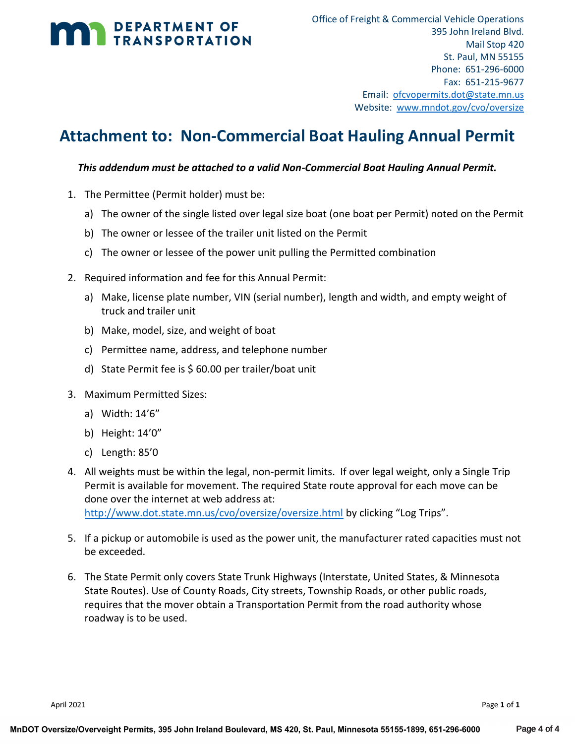**DEPARTMENT OF TRANSPORTATION**

Office of Freight & Commercial Vehicle Operations
395 John Ireland Blvd.
Mail Stop 420
St. Paul, MN 55155
Phone: 651-296-6000
Fax: 651-215-9677
Email: ofcvopermits.dot@state.mn.us
Website: www.mndot.gov/cvo/oversize

# Attachment to: Non-Commercial Boat Hauling Annual Permit

***This addendum must be attached to a valid Non-Commercial Boat Hauling Annual Permit.***

1. The Permittee (Permit holder) must be:
   a) The owner of the single listed over legal size boat (one boat per Permit) noted on the Permit
   b) The owner or lessee of the trailer unit listed on the Permit
   c) The owner or lessee of the power unit pulling the Permitted combination
2. Required information and fee for this Annual Permit:
   a) Make, license plate number, VIN (serial number), length and width, and empty weight of truck and trailer unit
   b) Make, model, size, and weight of boat
   c) Permittee name, address, and telephone number
   d) State Permit fee is $ 60.00 per trailer/boat unit
3. Maximum Permitted Sizes:
   a) Width: 14’6”
   b) Height: 14’0”
   c) Length: 85’0
4. All weights must be within the legal, non-permit limits. If over legal weight, only a Single Trip Permit is available for movement. The required State route approval for each move can be done over the internet at web address at: http://www.dot.state.mn.us/cvo/oversize/oversize.html by clicking “Log Trips”.
5. If a pickup or automobile is used as the power unit, the manufacturer rated capacities must not be exceeded.
6. The State Permit only covers State Trunk Highways (Interstate, United States, & Minnesota State Routes). Use of County Roads, City streets, Township Roads, or other public roads, requires that the mover obtain a Transportation Permit from the road authority whose roadway is to be used.

April 2021